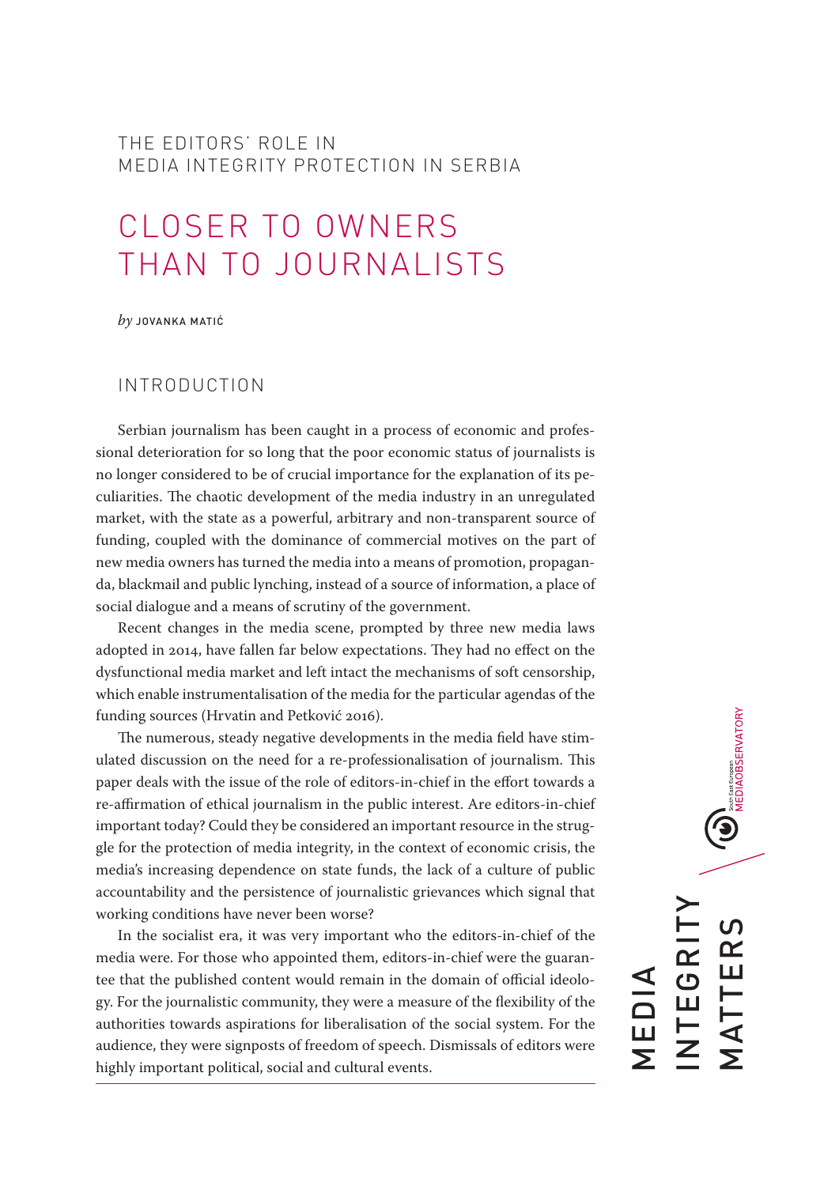THE EDITORS' ROLE IN MEDIA INTEGRITY PROTECTION IN SERBIA

# CLOSER TO OWNERS THAN TO JOURNALISTS

*by* JOVANKA MATIĆ

## INTRODUCTION

Serbian journalism has been caught in a process of economic and professional deterioration for so long that the poor economic status of journalists is no longer considered to be of crucial importance for the explanation of its peculiarities. The chaotic development of the media industry in an unregulated market, with the state as a powerful, arbitrary and non-transparent source of funding, coupled with the dominance of commercial motives on the part of new media owners has turned the media into a means of promotion, propaganda, blackmail and public lynching, instead of a source of information, a place of social dialogue and a means of scrutiny of the government.

Recent changes in the media scene, prompted by three new media laws adopted in 2014, have fallen far below expectations. They had no effect on the dysfunctional media market and left intact the mechanisms of soft censorship, which enable instrumentalisation of the media for the particular agendas of the funding sources (Hrvatin and Petković 2016).

The numerous, steady negative developments in the media field have stimulated discussion on the need for a re-professionalisation of journalism. This paper deals with the issue of the role of editors-in-chief in the effort towards a re-affirmation of ethical journalism in the public interest. Are editors-in-chief important today? Could they be considered an important resource in the struggle for the protection of media integrity, in the context of economic crisis, the media's increasing dependence on state funds, the lack of a culture of public accountability and the persistence of journalistic grievances which signal that working conditions have never been worse?

In the socialist era, it was very important who the editors-in-chief of the media were. For those who appointed them, editors-in-chief were the guarantee that the published content would remain in the domain of official ideology. For the journalistic community, they were a measure of the flexibility of the authorities towards aspirations for liberalisation of the social system. For the audience, they were signposts of freedom of speech. Dismissals of editors were highly important political, social and cultural events.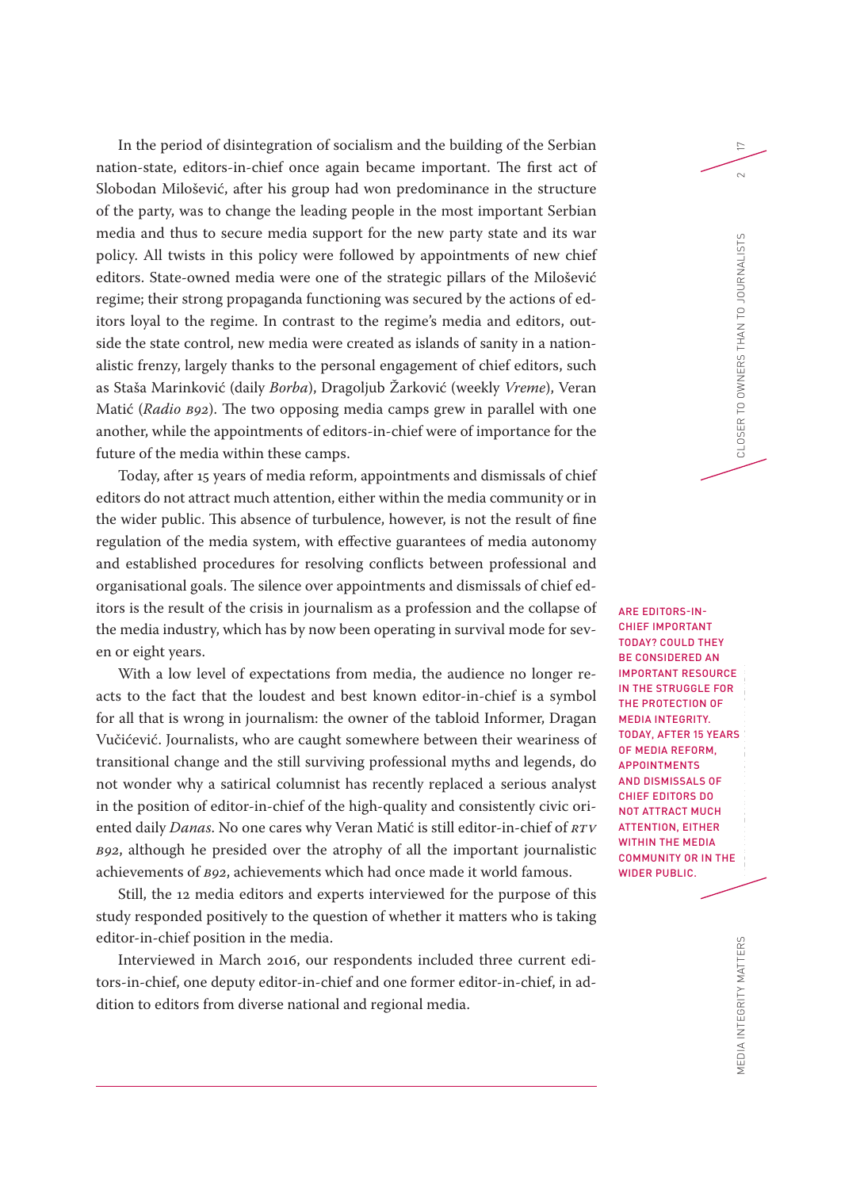In the period of disintegration of socialism and the building of the Serbian nation-state, editors-in-chief once again became important. The first act of Slobodan Milošević, after his group had won predominance in the structure of the party, was to change the leading people in the most important Serbian media and thus to secure media support for the new party state and its war policy. All twists in this policy were followed by appointments of new chief editors. State-owned media were one of the strategic pillars of the Milošević regime; their strong propaganda functioning was secured by the actions of editors loyal to the regime. In contrast to the regime's media and editors, outside the state control, new media were created as islands of sanity in a nationalistic frenzy, largely thanks to the personal engagement of chief editors, such as Staša Marinković (daily *Borba*), Dragoljub Žarković (weekly *Vreme*), Veran Matić (*Radio B92*). The two opposing media camps grew in parallel with one another, while the appointments of editors-in-chief were of importance for the future of the media within these camps.

Today, after 15 years of media reform, appointments and dismissals of chief editors do not attract much attention, either within the media community or in the wider public. This absence of turbulence, however, is not the result of fine regulation of the media system, with effective guarantees of media autonomy and established procedures for resolving conflicts between professional and organisational goals. The silence over appointments and dismissals of chief editors is the result of the crisis in journalism as a profession and the collapse of the media industry, which has by now been operating in survival mode for seven or eight years.

ARE EDITORS-IN-CHIEF IMPORTANT TODAY? COULD THEY BE CONSIDERED AN IMPORTANT RESOURCE IN THE STRUGGLE FOR THE PROTECTION OF MEDIA INTEGRITY. TODAY, AFTER 15 YEARS OF MEDIA REFORM, APPOINTMENTS AND DISMISSALS OF CHIEF EDITORS DO NOT ATTRACT MUCH ATTENTION, EITHER WITHIN THE MEDIA COMMUNITY OR IN THE WIDER PUBLIC.

With a low level of expectations from media, the audience no longer reacts to the fact that the loudest and best known editor-in-chief is a symbol for all that is wrong in journalism: the owner of the tabloid Informer, Dragan Vučićević. Journalists, who are caught somewhere between their weariness of transitional change and the still surviving professional myths and legends, do not wonder why a satirical columnist has recently replaced a serious analyst in the position of editor-in-chief of the high-quality and consistently civic oriented daily *Danas*. No one cares why Veran Matić is still editor-in-chief of *RTV B92*, although he presided over the atrophy of all the important journalistic achievements of *B92*, achievements which had once made it world famous.

Still, the 12 media editors and experts interviewed for the purpose of this study responded positively to the question of whether it matters who is taking editor-in-chief position in the media.

Interviewed in March 2016, our respondents included three current editors-in-chief, one deputy editor-in-chief and one former editor-in-chief, in addition to editors from diverse national and regional media.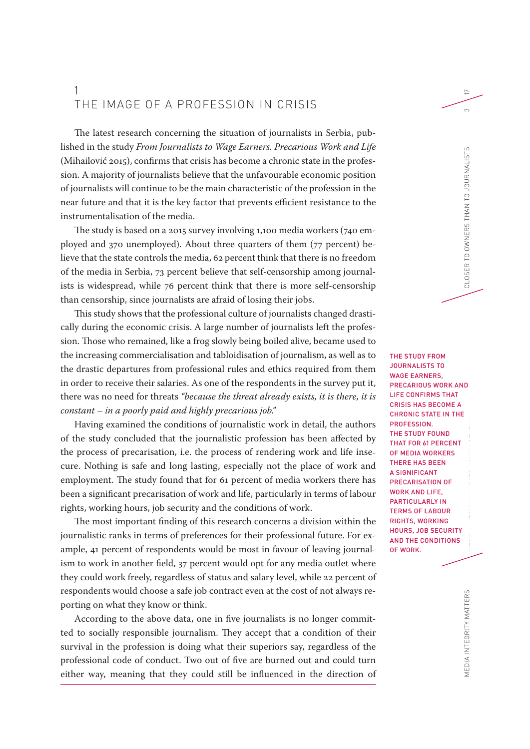## 1 THE IMAGE OF A PROFESSION IN CRISIS

The latest research concerning the situation of journalists in Serbia, published in the study *From Journalists to Wage Earners. Precarious Work and Life* (Mihailović 2015), confirms that crisis has become a chronic state in the profession. A majority of journalists believe that the unfavourable economic position of journalists will continue to be the main characteristic of the profession in the near future and that it is the key factor that prevents efficient resistance to the instrumentalisation of the media.

The study is based on a 2015 survey involving 1,100 media workers (740 employed and 370 unemployed). About three quarters of them (77 percent) believe that the state controls the media, 62 percent think that there is no freedom of the media in Serbia, 73 percent believe that self-censorship among journalists is widespread, while 76 percent think that there is more self-censorship than censorship, since journalists are afraid of losing their jobs.

This study shows that the professional culture of journalists changed drastically during the economic crisis. A large number of journalists left the profession. Those who remained, like a frog slowly being boiled alive, became used to the increasing commercialisation and tabloidisation of journalism, as well as to the drastic departures from professional rules and ethics required from them in order to receive their salaries. As one of the respondents in the survey put it, there was no need for threats *"because the threat already exists, it is there, it is constant – in a poorly paid and highly precarious job."*

Having examined the conditions of journalistic work in detail, the authors of the study concluded that the journalistic profession has been affected by the process of precarisation, i.e. the process of rendering work and life insecure. Nothing is safe and long lasting, especially not the place of work and employment. The study found that for 61 percent of media workers there has been a significant precarisation of work and life, particularly in terms of labour rights, working hours, job security and the conditions of work.

> THE STUDY FROM JOURNALISTS TO WAGE EARNERS, PRECARIOUS WORK AND LIFE CONFIRMS THAT CRISIS HAS BECOME A CHRONIC STATE IN THE PROFESSION. THE STUDY FOUND THAT FOR 61 PERCENT OF MEDIA WORKERS THERE HAS BEEN A SIGNIFICANT PRECARISATION OF WORK AND LIFE, PARTICULARLY IN TERMS OF LABOUR RIGHTS, WORKING HOURS, JOB SECURITY AND THE CONDITIONS OF WORK.

The most important finding of this research concerns a division within the journalistic ranks in terms of preferences for their professional future. For example, 41 percent of respondents would be most in favour of leaving journalism to work in another field, 37 percent would opt for any media outlet where they could work freely, regardless of status and salary level, while 22 percent of respondents would choose a safe job contract even at the cost of not always reporting on what they know or think.

According to the above data, one in five journalists is no longer committed to socially responsible journalism. They accept that a condition of their survival in the profession is doing what their superiors say, regardless of the professional code of conduct. Two out of five are burned out and could turn either way, meaning that they could still be influenced in the direction of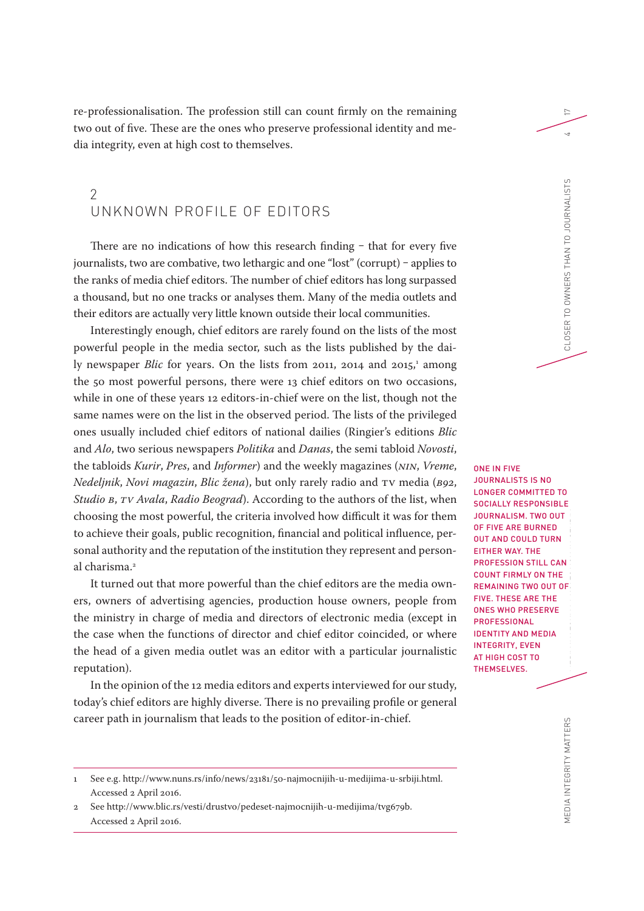re-professionalisation. The profession still can count firmly on the remaining two out of five. These are the ones who preserve professional identity and media integrity, even at high cost to themselves.

## 2
## UNKNOWN PROFILE OF EDITORS

There are no indications of how this research finding – that for every five journalists, two are combative, two lethargic and one "lost" (corrupt) – applies to the ranks of media chief editors. The number of chief editors has long surpassed a thousand, but no one tracks or analyses them. Many of the media outlets and their editors are actually very little known outside their local communities.

Interestingly enough, chief editors are rarely found on the lists of the most powerful people in the media sector, such as the lists published by the daily newspaper *Blic* for years. On the lists from 2011, 2014 and 2015,[1] among the 50 most powerful persons, there were 13 chief editors on two occasions, while in one of these years 12 editors-in-chief were on the list, though not the same names were on the list in the observed period. The lists of the privileged ones usually included chief editors of national dailies (Ringier's editions *Blic* and *Alo*, two serious newspapers *Politika* and *Danas*, the semi tabloid *Novosti*, the tabloids *Kurir*, *Pres*, and *Informer*) and the weekly magazines (*NIN*, *Vreme*, *Nedeljnik*, *Novi magazin*, *Blic žena*), but only rarely radio and TV media (*B92*, *Studio B*, *TV Avala*, *Radio Beograd*). According to the authors of the list, when choosing the most powerful, the criteria involved how difficult it was for them to achieve their goals, public recognition, financial and political influence, personal authority and the reputation of the institution they represent and personal charisma.[2]

It turned out that more powerful than the chief editors are the media owners, owners of advertising agencies, production house owners, people from the ministry in charge of media and directors of electronic media (except in the case when the functions of director and chief editor coincided, or where the head of a given media outlet was an editor with a particular journalistic reputation).

In the opinion of the 12 media editors and experts interviewed for our study, today's chief editors are highly diverse. There is no prevailing profile or general career path in journalism that leads to the position of editor-in-chief.

ONE IN FIVE JOURNALISTS IS NO LONGER COMMITTED TO SOCIALLY RESPONSIBLE JOURNALISM. TWO OUT OF FIVE ARE BURNED OUT AND COULD TURN EITHER WAY. THE PROFESSION STILL CAN COUNT FIRMLY ON THE REMAINING TWO OUT OF FIVE. THESE ARE THE ONES WHO PRESERVE PROFESSIONAL IDENTITY AND MEDIA INTEGRITY, EVEN AT HIGH COST TO THEMSELVES.

---

1 See e.g. http://www.nuns.rs/info/news/23181/50-najmocnijih-u-medijima-u-srbiji.html. Accessed 2 April 2016.

2 See http://www.blic.rs/vesti/drustvo/pedeset-najmocnijih-u-medijima/tvg679b. Accessed 2 April 2016.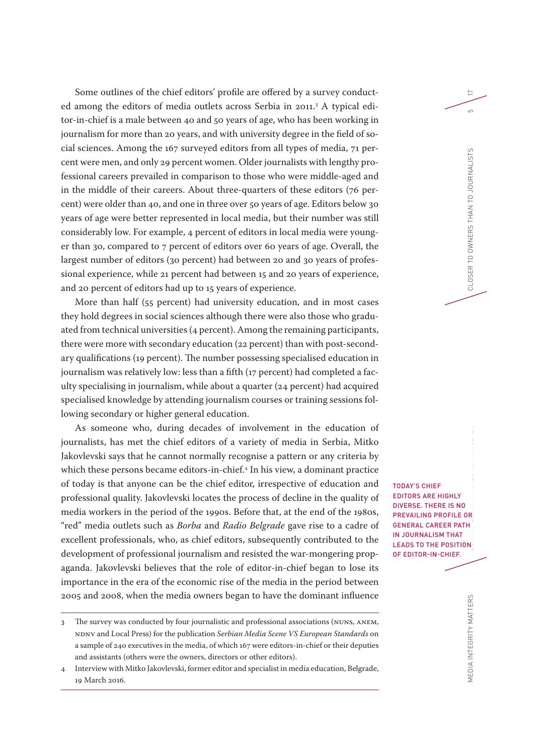Some outlines of the chief editors' profile are offered by a survey conducted among the editors of media outlets across Serbia in 2011.[3] A typical editor-in-chief is a male between 40 and 50 years of age, who has been working in journalism for more than 20 years, and with university degree in the field of social sciences. Among the 167 surveyed editors from all types of media, 71 percent were men, and only 29 percent women. Older journalists with lengthy professional careers prevailed in comparison to those who were middle-aged and in the middle of their careers. About three-quarters of these editors (76 percent) were older than 40, and one in three over 50 years of age. Editors below 30 years of age were better represented in local media, but their number was still considerably low. For example, 4 percent of editors in local media were younger than 30, compared to 7 percent of editors over 60 years of age. Overall, the largest number of editors (30 percent) had between 20 and 30 years of professional experience, while 21 percent had between 15 and 20 years of experience, and 20 percent of editors had up to 15 years of experience.

More than half (55 percent) had university education, and in most cases they hold degrees in social sciences although there were also those who graduated from technical universities (4 percent). Among the remaining participants, there were more with secondary education (22 percent) than with post-secondary qualifications (19 percent). The number possessing specialised education in journalism was relatively low: less than a fifth (17 percent) had completed a faculty specialising in journalism, while about a quarter (24 percent) had acquired specialised knowledge by attending journalism courses or training sessions following secondary or higher general education.

As someone who, during decades of involvement in the education of journalists, has met the chief editors of a variety of media in Serbia, Mitko Jakovlevski says that he cannot normally recognise a pattern or any criteria by which these persons became editors-in-chief.[4] In his view, a dominant practice of today is that anyone can be the chief editor, irrespective of education and professional quality. Jakovlevski locates the process of decline in the quality of media workers in the period of the 1990s. Before that, at the end of the 1980s, "red" media outlets such as *Borba* and *Radio Belgrade* gave rise to a cadre of excellent professionals, who, as chief editors, subsequently contributed to the development of professional journalism and resisted the war-mongering propaganda. Jakovlevski believes that the role of editor-in-chief began to lose its importance in the era of the economic rise of the media in the period between 2005 and 2008, when the media owners began to have the dominant influence

**TODAY'S CHIEF EDITORS ARE HIGHLY DIVERSE. THERE IS NO PREVAILING PROFILE OR GENERAL CAREER PATH IN JOURNALISM THAT LEADS TO THE POSITION OF EDITOR-IN-CHIEF.**

---

3 The survey was conducted by four journalistic and professional associations (NUNS, ANEM, NDNV and Local Press) for the publication *Serbian Media Scene VS European Standards* on a sample of 240 executives in the media, of which 167 were editors-in-chief or their deputies and assistants (others were the owners, directors or other editors).

4 Interview with Mitko Jakovlevski, former editor and specialist in media education, Belgrade, 19 March 2016.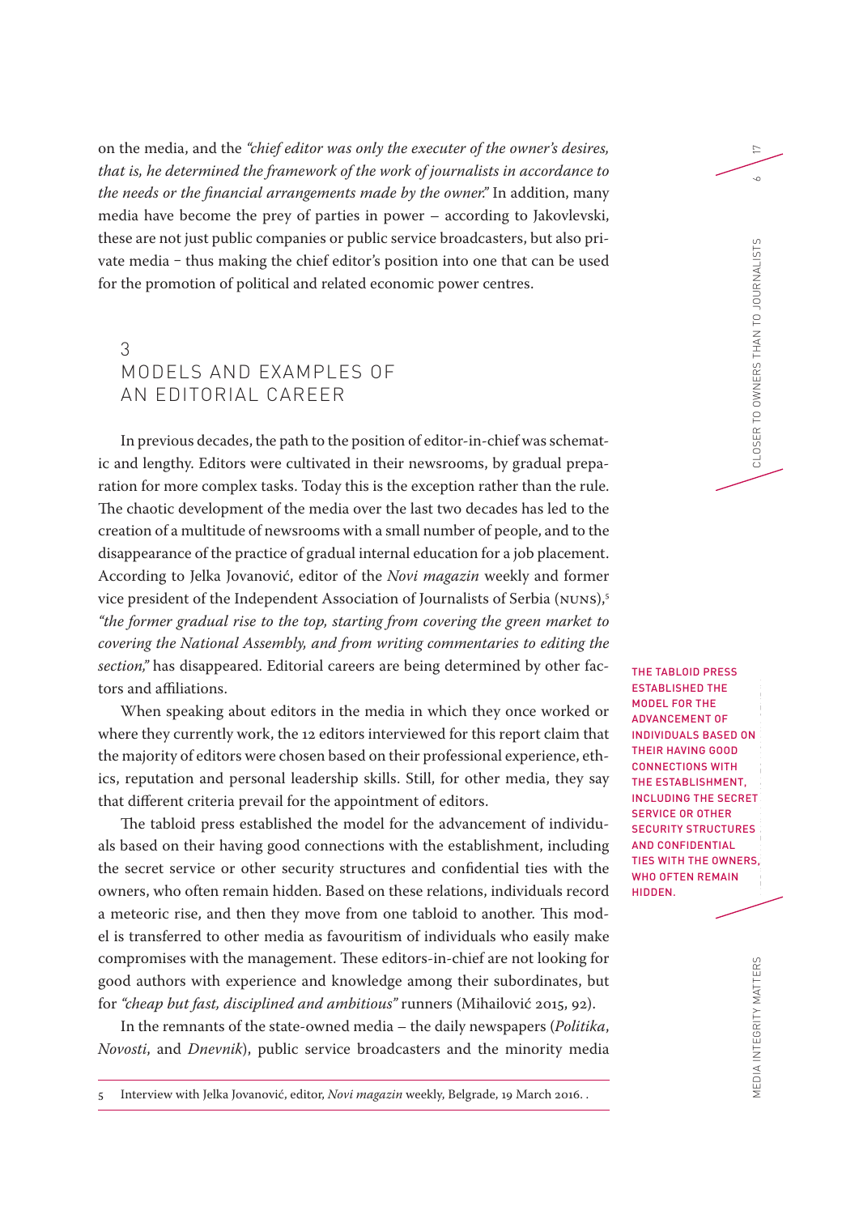on the media, and the *"chief editor was only the executer of the owner's desires, that is, he determined the framework of the work of journalists in accordance to the needs or the financial arrangements made by the owner."* In addition, many media have become the prey of parties in power – according to Jakovlevski, these are not just public companies or public service broadcasters, but also private media – thus making the chief editor's position into one that can be used for the promotion of political and related economic power centres.

## 3 MODELS AND EXAMPLES OF AN EDITORIAL CAREER

In previous decades, the path to the position of editor-in-chief was schematic and lengthy. Editors were cultivated in their newsrooms, by gradual preparation for more complex tasks. Today this is the exception rather than the rule. The chaotic development of the media over the last two decades has led to the creation of a multitude of newsrooms with a small number of people, and to the disappearance of the practice of gradual internal education for a job placement. According to Jelka Jovanović, editor of the *Novi magazin* weekly and former vice president of the Independent Association of Journalists of Serbia (NUNS),[5] *"the former gradual rise to the top, starting from covering the green market to covering the National Assembly, and from writing commentaries to editing the section,"* has disappeared. Editorial careers are being determined by other factors and affiliations.

When speaking about editors in the media in which they once worked or where they currently work, the 12 editors interviewed for this report claim that the majority of editors were chosen based on their professional experience, ethics, reputation and personal leadership skills. Still, for other media, they say that different criteria prevail for the appointment of editors.

The tabloid press established the model for the advancement of individuals based on their having good connections with the establishment, including the secret service or other security structures and confidential ties with the owners, who often remain hidden. Based on these relations, individuals record a meteoric rise, and then they move from one tabloid to another. This model is transferred to other media as favouritism of individuals who easily make compromises with the management. These editors-in-chief are not looking for good authors with experience and knowledge among their subordinates, but for *"cheap but fast, disciplined and ambitious"* runners (Mihailović 2015, 92).

**THE TABLOID PRESS ESTABLISHED THE MODEL FOR THE ADVANCEMENT OF INDIVIDUALS BASED ON THEIR HAVING GOOD CONNECTIONS WITH THE ESTABLISHMENT, INCLUDING THE SECRET SERVICE OR OTHER SECURITY STRUCTURES AND CONFIDENTIAL TIES WITH THE OWNERS, WHO OFTEN REMAIN HIDDEN.**

In the remnants of the state-owned media – the daily newspapers (*Politika*, *Novosti*, and *Dnevnik*), public service broadcasters and the minority media

---

5 Interview with Jelka Jovanović, editor, *Novi magazin* weekly, Belgrade, 19 March 2016. .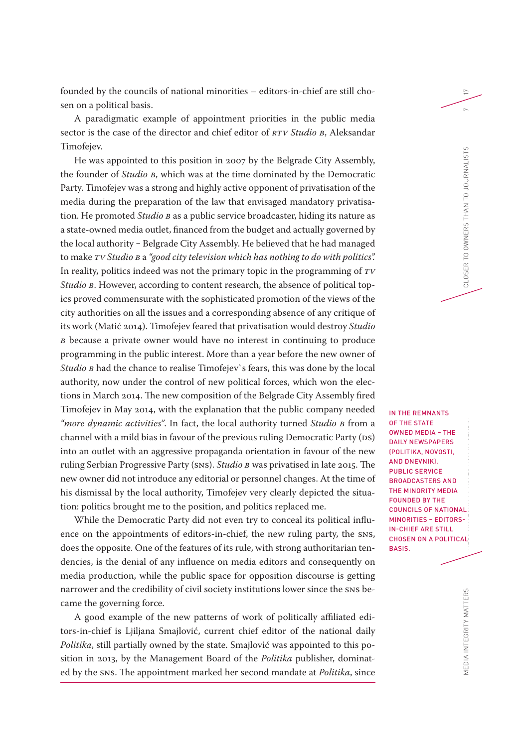founded by the councils of national minorities – editors-in-chief are still chosen on a political basis.

A paradigmatic example of appointment priorities in the public media sector is the case of the director and chief editor of *RTV Studio B*, Aleksandar Timofejev.

He was appointed to this position in 2007 by the Belgrade City Assembly, the founder of *Studio B*, which was at the time dominated by the Democratic Party. Timofejev was a strong and highly active opponent of privatisation of the media during the preparation of the law that envisaged mandatory privatisation. He promoted *Studio B* as a public service broadcaster, hiding its nature as a state-owned media outlet, financed from the budget and actually governed by the local authority – Belgrade City Assembly. He believed that he had managed to make *TV Studio B* a *"good city television which has nothing to do with politics".* In reality, politics indeed was not the primary topic in the programming of *TV Studio B*. However, according to content research, the absence of political topics proved commensurate with the sophisticated promotion of the views of the city authorities on all the issues and a corresponding absence of any critique of its work (Matić 2014). Timofejev feared that privatisation would destroy *Studio B* because a private owner would have no interest in continuing to produce programming in the public interest. More than a year before the new owner of *Studio B* had the chance to realise Timofejev`s fears, this was done by the local authority, now under the control of new political forces, which won the elections in March 2014. The new composition of the Belgrade City Assembly fired Timofejev in May 2014, with the explanation that the public company needed *"more dynamic activities"*. In fact, the local authority turned *Studio B* from a channel with a mild bias in favour of the previous ruling Democratic Party (DS) into an outlet with an aggressive propaganda orientation in favour of the new ruling Serbian Progressive Party (SNS). *Studio B* was privatised in late 2015. The new owner did not introduce any editorial or personnel changes. At the time of his dismissal by the local authority, Timofejev very clearly depicted the situation: politics brought me to the position, and politics replaced me.

IN THE REMNANTS OF THE STATE OWNED MEDIA – THE DAILY NEWSPAPERS (POLITIKA, NOVOSTI, AND DNEVNIK), PUBLIC SERVICE BROADCASTERS AND THE MINORITY MEDIA FOUNDED BY THE COUNCILS OF NATIONAL MINORITIES – EDITORS-IN-CHIEF ARE STILL CHOSEN ON A POLITICAL BASIS.

While the Democratic Party did not even try to conceal its political influence on the appointments of editors-in-chief, the new ruling party, the SNS, does the opposite. One of the features of its rule, with strong authoritarian tendencies, is the denial of any influence on media editors and consequently on media production, while the public space for opposition discourse is getting narrower and the credibility of civil society institutions lower since the SNS became the governing force.

A good example of the new patterns of work of politically affiliated editors-in-chief is Ljiljana Smajlović, current chief editor of the national daily *Politika*, still partially owned by the state. Smajlović was appointed to this position in 2013, by the Management Board of the *Politika* publisher, dominated by the SNS. The appointment marked her second mandate at *Politika*, since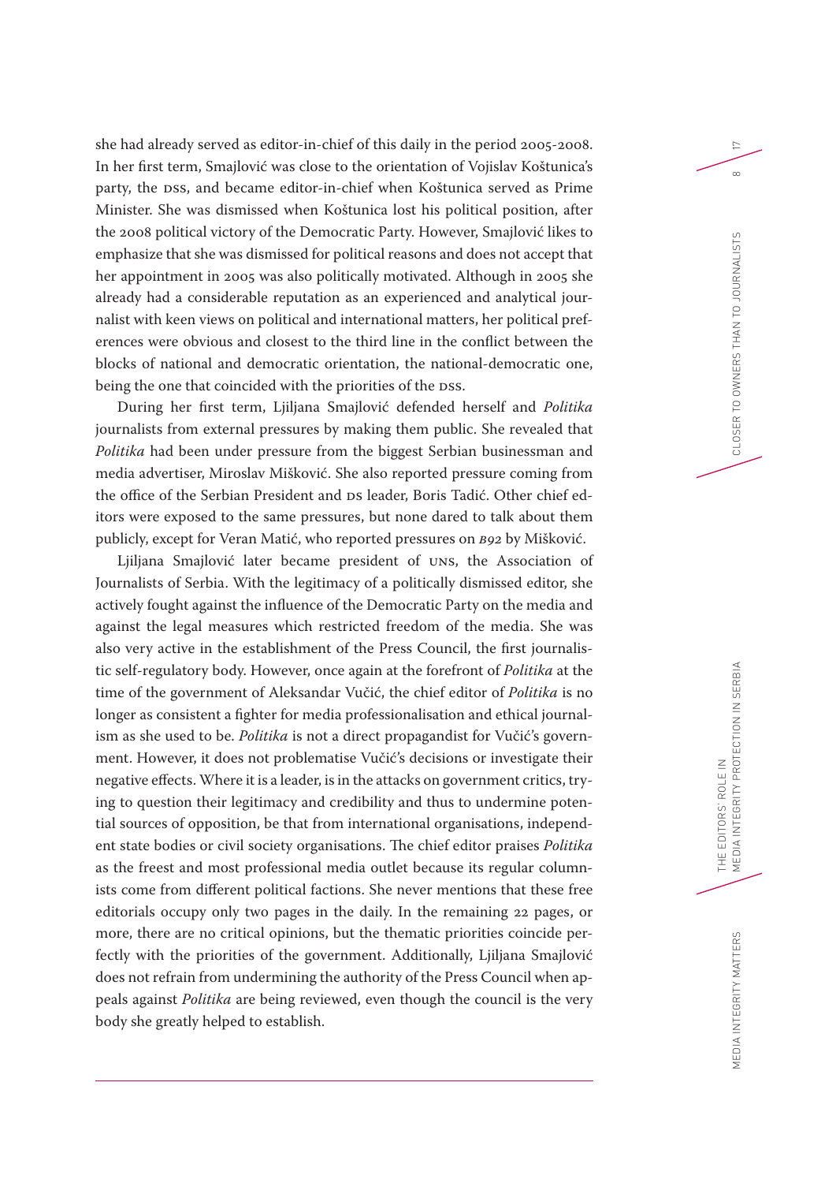she had already served as editor-in-chief of this daily in the period 2005-2008. In her first term, Smajlović was close to the orientation of Vojislav Koštunica's party, the DSS, and became editor-in-chief when Koštunica served as Prime Minister. She was dismissed when Koštunica lost his political position, after the 2008 political victory of the Democratic Party. However, Smajlović likes to emphasize that she was dismissed for political reasons and does not accept that her appointment in 2005 was also politically motivated. Although in 2005 she already had a considerable reputation as an experienced and analytical journalist with keen views on political and international matters, her political preferences were obvious and closest to the third line in the conflict between the blocks of national and democratic orientation, the national-democratic one, being the one that coincided with the priorities of the DSS.

During her first term, Ljiljana Smajlović defended herself and *Politika* journalists from external pressures by making them public. She revealed that *Politika* had been under pressure from the biggest Serbian businessman and media advertiser, Miroslav Mišković. She also reported pressure coming from the office of the Serbian President and DS leader, Boris Tadić. Other chief editors were exposed to the same pressures, but none dared to talk about them publicly, except for Veran Matić, who reported pressures on *B92* by Mišković.

Ljiljana Smajlović later became president of UNS, the Association of Journalists of Serbia. With the legitimacy of a politically dismissed editor, she actively fought against the influence of the Democratic Party on the media and against the legal measures which restricted freedom of the media. She was also very active in the establishment of the Press Council, the first journalistic self-regulatory body. However, once again at the forefront of *Politika* at the time of the government of Aleksandar Vučić, the chief editor of *Politika* is no longer as consistent a fighter for media professionalisation and ethical journalism as she used to be. *Politika* is not a direct propagandist for Vučić's government. However, it does not problematise Vučić's decisions or investigate their negative effects. Where it is a leader, is in the attacks on government critics, trying to question their legitimacy and credibility and thus to undermine potential sources of opposition, be that from international organisations, independent state bodies or civil society organisations. The chief editor praises *Politika* as the freest and most professional media outlet because its regular columnists come from different political factions. She never mentions that these free editorials occupy only two pages in the daily. In the remaining 22 pages, or more, there are no critical opinions, but the thematic priorities coincide perfectly with the priorities of the government. Additionally, Ljiljana Smajlović does not refrain from undermining the authority of the Press Council when appeals against *Politika* are being reviewed, even though the council is the very body she greatly helped to establish.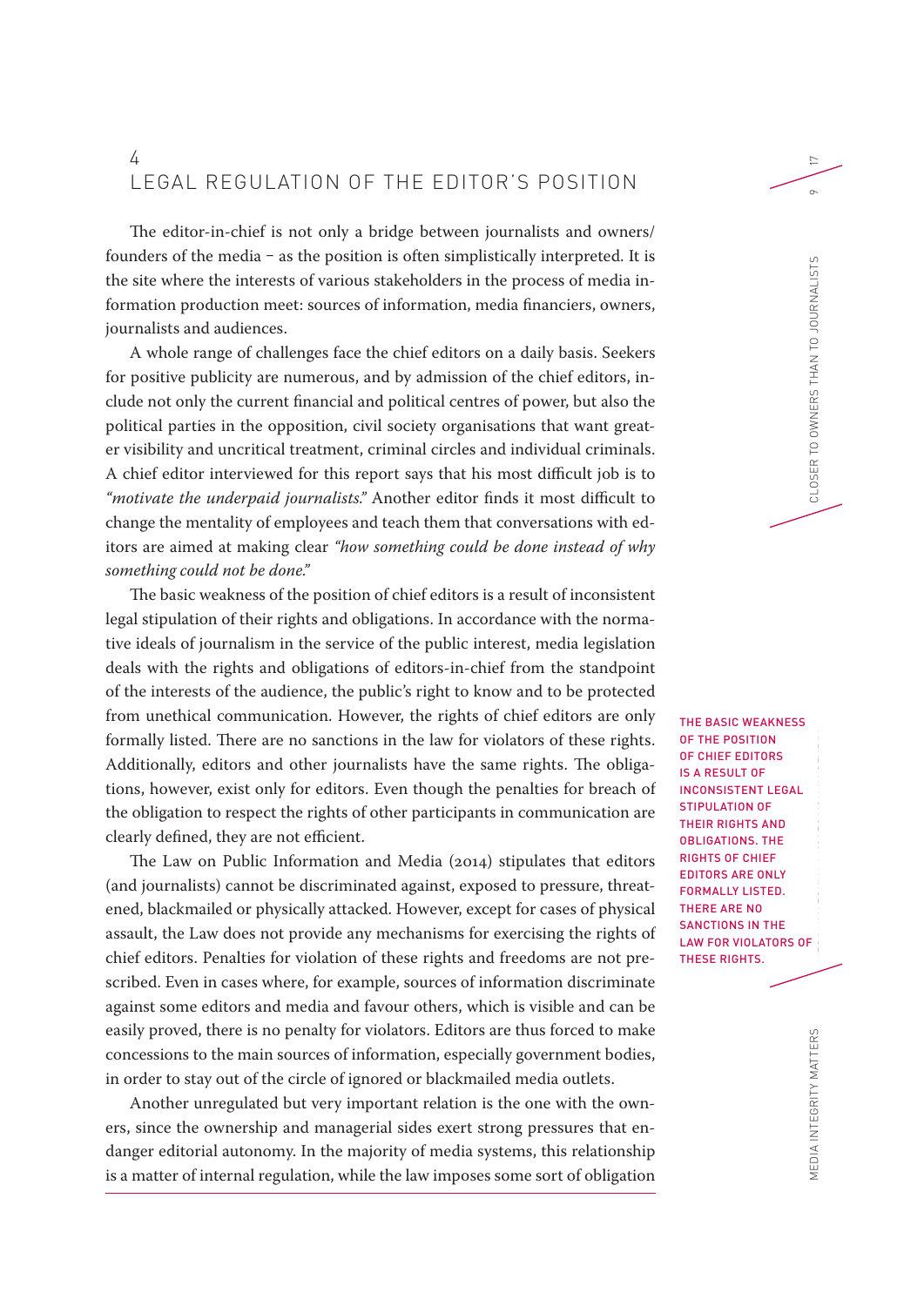# 4 LEGAL REGULATION OF THE EDITOR'S POSITION

The editor-in-chief is not only a bridge between journalists and owners/founders of the media – as the position is often simplistically interpreted. It is the site where the interests of various stakeholders in the process of media information production meet: sources of information, media financiers, owners, journalists and audiences.

A whole range of challenges face the chief editors on a daily basis. Seekers for positive publicity are numerous, and by admission of the chief editors, include not only the current financial and political centres of power, but also the political parties in the opposition, civil society organisations that want greater visibility and uncritical treatment, criminal circles and individual criminals. A chief editor interviewed for this report says that his most difficult job is to *"motivate the underpaid journalists."* Another editor finds it most difficult to change the mentality of employees and teach them that conversations with editors are aimed at making clear *"how something could be done instead of why something could not be done."*

The basic weakness of the position of chief editors is a result of inconsistent legal stipulation of their rights and obligations. In accordance with the normative ideals of journalism in the service of the public interest, media legislation deals with the rights and obligations of editors-in-chief from the standpoint of the interests of the audience, the public's right to know and to be protected from unethical communication. However, the rights of chief editors are only formally listed. There are no sanctions in the law for violators of these rights. Additionally, editors and other journalists have the same rights. The obligations, however, exist only for editors. Even though the penalties for breach of the obligation to respect the rights of other participants in communication are clearly defined, they are not efficient.

**THE BASIC WEAKNESS OF THE POSITION OF CHIEF EDITORS IS A RESULT OF INCONSISTENT LEGAL STIPULATION OF THEIR RIGHTS AND OBLIGATIONS. THE RIGHTS OF CHIEF EDITORS ARE ONLY FORMALLY LISTED. THERE ARE NO SANCTIONS IN THE LAW FOR VIOLATORS OF THESE RIGHTS.**

The Law on Public Information and Media (2014) stipulates that editors (and journalists) cannot be discriminated against, exposed to pressure, threatened, blackmailed or physically attacked. However, except for cases of physical assault, the Law does not provide any mechanisms for exercising the rights of chief editors. Penalties for violation of these rights and freedoms are not prescribed. Even in cases where, for example, sources of information discriminate against some editors and media and favour others, which is visible and can be easily proved, there is no penalty for violators. Editors are thus forced to make concessions to the main sources of information, especially government bodies, in order to stay out of the circle of ignored or blackmailed media outlets.

Another unregulated but very important relation is the one with the owners, since the ownership and managerial sides exert strong pressures that endanger editorial autonomy. In the majority of media systems, this relationship is a matter of internal regulation, while the law imposes some sort of obligation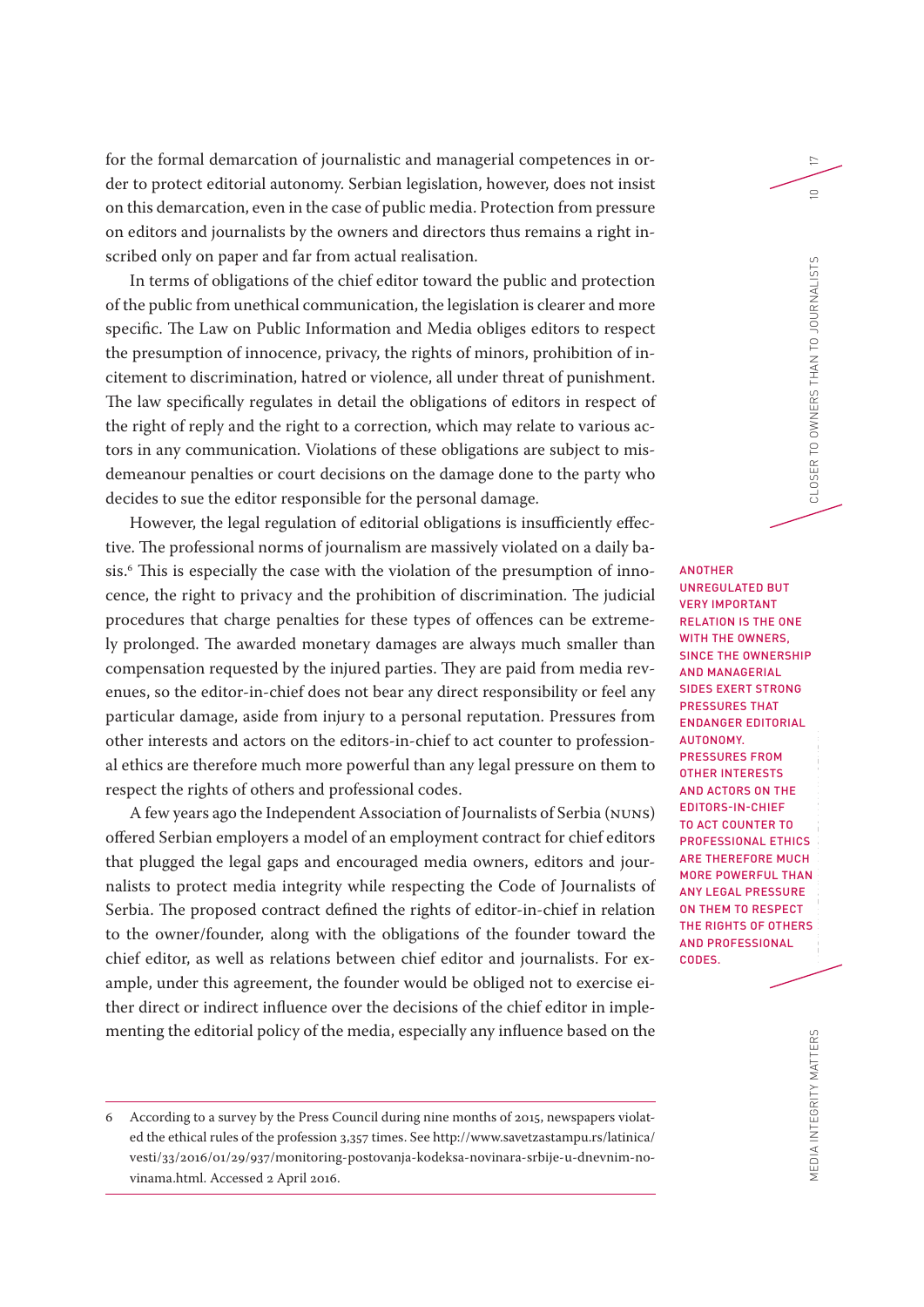for the formal demarcation of journalistic and managerial competences in order to protect editorial autonomy. Serbian legislation, however, does not insist on this demarcation, even in the case of public media. Protection from pressure on editors and journalists by the owners and directors thus remains a right inscribed only on paper and far from actual realisation.

In terms of obligations of the chief editor toward the public and protection of the public from unethical communication, the legislation is clearer and more specific. The Law on Public Information and Media obliges editors to respect the presumption of innocence, privacy, the rights of minors, prohibition of incitement to discrimination, hatred or violence, all under threat of punishment. The law specifically regulates in detail the obligations of editors in respect of the right of reply and the right to a correction, which may relate to various actors in any communication. Violations of these obligations are subject to misdemeanour penalties or court decisions on the damage done to the party who decides to sue the editor responsible for the personal damage.

However, the legal regulation of editorial obligations is insufficiently effective. The professional norms of journalism are massively violated on a daily basis.[6] This is especially the case with the violation of the presumption of innocence, the right to privacy and the prohibition of discrimination. The judicial procedures that charge penalties for these types of offences can be extremely prolonged. The awarded monetary damages are always much smaller than compensation requested by the injured parties. They are paid from media revenues, so the editor-in-chief does not bear any direct responsibility or feel any particular damage, aside from injury to a personal reputation. Pressures from other interests and actors on the editors-in-chief to act counter to professional ethics are therefore much more powerful than any legal pressure on them to respect the rights of others and professional codes.

ANOTHER UNREGULATED BUT VERY IMPORTANT RELATION IS THE ONE WITH THE OWNERS, SINCE THE OWNERSHIP AND MANAGERIAL SIDES EXERT STRONG PRESSURES THAT ENDANGER EDITORIAL AUTONOMY. PRESSURES FROM OTHER INTERESTS AND ACTORS ON THE EDITORS-IN-CHIEF TO ACT COUNTER TO PROFESSIONAL ETHICS ARE THEREFORE MUCH MORE POWERFUL THAN ANY LEGAL PRESSURE ON THEM TO RESPECT THE RIGHTS OF OTHERS AND PROFESSIONAL CODES.

A few years ago the Independent Association of Journalists of Serbia (NUNS) offered Serbian employers a model of an employment contract for chief editors that plugged the legal gaps and encouraged media owners, editors and journalists to protect media integrity while respecting the Code of Journalists of Serbia. The proposed contract defined the rights of editor-in-chief in relation to the owner/founder, along with the obligations of the founder toward the chief editor, as well as relations between chief editor and journalists. For example, under this agreement, the founder would be obliged not to exercise either direct or indirect influence over the decisions of the chief editor in implementing the editorial policy of the media, especially any influence based on the

---

6 According to a survey by the Press Council during nine months of 2015, newspapers violated the ethical rules of the profession 3,357 times. See http://www.savetzastampu.rs/latinica/vesti/33/2016/01/29/937/monitoring-postovanja-kodeksa-novinara-srbije-u-dnevnim-novinama.html. Accessed 2 April 2016.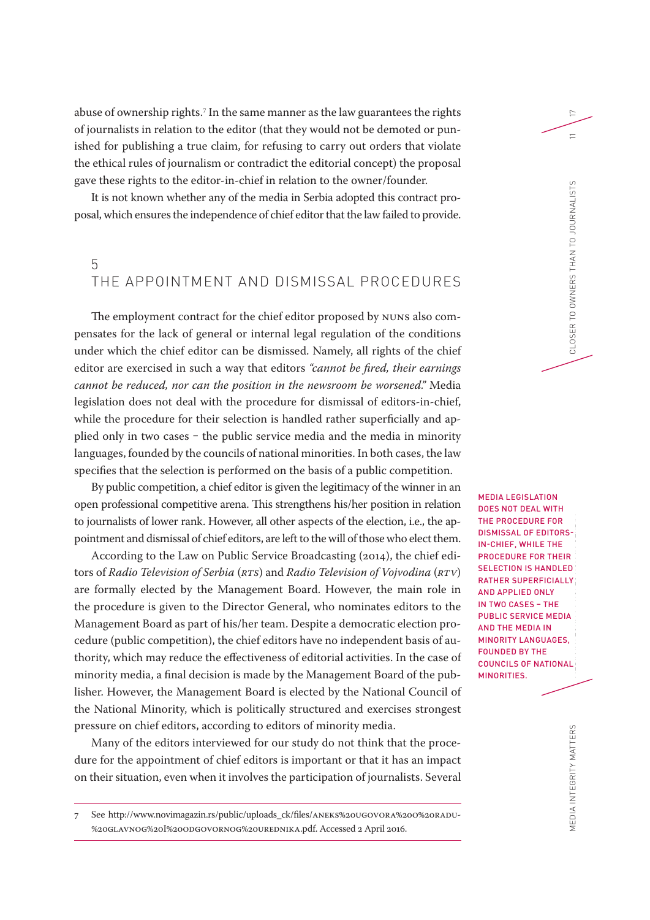abuse of ownership rights.[7] In the same manner as the law guarantees the rights of journalists in relation to the editor (that they would not be demoted or punished for publishing a true claim, for refusing to carry out orders that violate the ethical rules of journalism or contradict the editorial concept) the proposal gave these rights to the editor-in-chief in relation to the owner/founder.

It is not known whether any of the media in Serbia adopted this contract proposal, which ensures the independence of chief editor that the law failed to provide.

## 5 THE APPOINTMENT AND DISMISSAL PROCEDURES

The employment contract for the chief editor proposed by NUNS also compensates for the lack of general or internal legal regulation of the conditions under which the chief editor can be dismissed. Namely, all rights of the chief editor are exercised in such a way that editors *"cannot be fired, their earnings cannot be reduced, nor can the position in the newsroom be worsened."* Media legislation does not deal with the procedure for dismissal of editors-in-chief, while the procedure for their selection is handled rather superficially and applied only in two cases – the public service media and the media in minority languages, founded by the councils of national minorities. In both cases, the law specifies that the selection is performed on the basis of a public competition.

MEDIA LEGISLATION DOES NOT DEAL WITH THE PROCEDURE FOR DISMISSAL OF EDITORS-IN-CHIEF, WHILE THE PROCEDURE FOR THEIR SELECTION IS HANDLED RATHER SUPERFICIALLY AND APPLIED ONLY IN TWO CASES – THE PUBLIC SERVICE MEDIA AND THE MEDIA IN MINORITY LANGUAGES, FOUNDED BY THE COUNCILS OF NATIONAL MINORITIES.

By public competition, a chief editor is given the legitimacy of the winner in an open professional competitive arena. This strengthens his/her position in relation to journalists of lower rank. However, all other aspects of the election, i.e., the appointment and dismissal of chief editors, are left to the will of those who elect them.

According to the Law on Public Service Broadcasting (2014), the chief editors of *Radio Television of Serbia* (*RTS*) and *Radio Television of Vojvodina* (*RTV*) are formally elected by the Management Board. However, the main role in the procedure is given to the Director General, who nominates editors to the Management Board as part of his/her team. Despite a democratic election procedure (public competition), the chief editors have no independent basis of authority, which may reduce the effectiveness of editorial activities. In the case of minority media, a final decision is made by the Management Board of the publisher. However, the Management Board is elected by the National Council of the National Minority, which is politically structured and exercises strongest pressure on chief editors, according to editors of minority media.

Many of the editors interviewed for our study do not think that the procedure for the appointment of chief editors is important or that it has an impact on their situation, even when it involves the participation of journalists. Several

---

7 See http://www.novimagazin.rs/public/uploads_ck/files/ANEKS%20UGOVORA%20O%20RADU-%20GLAVNOG%20I%20ODGOVORNOG%20UREDNIKA.pdf. Accessed 2 April 2016.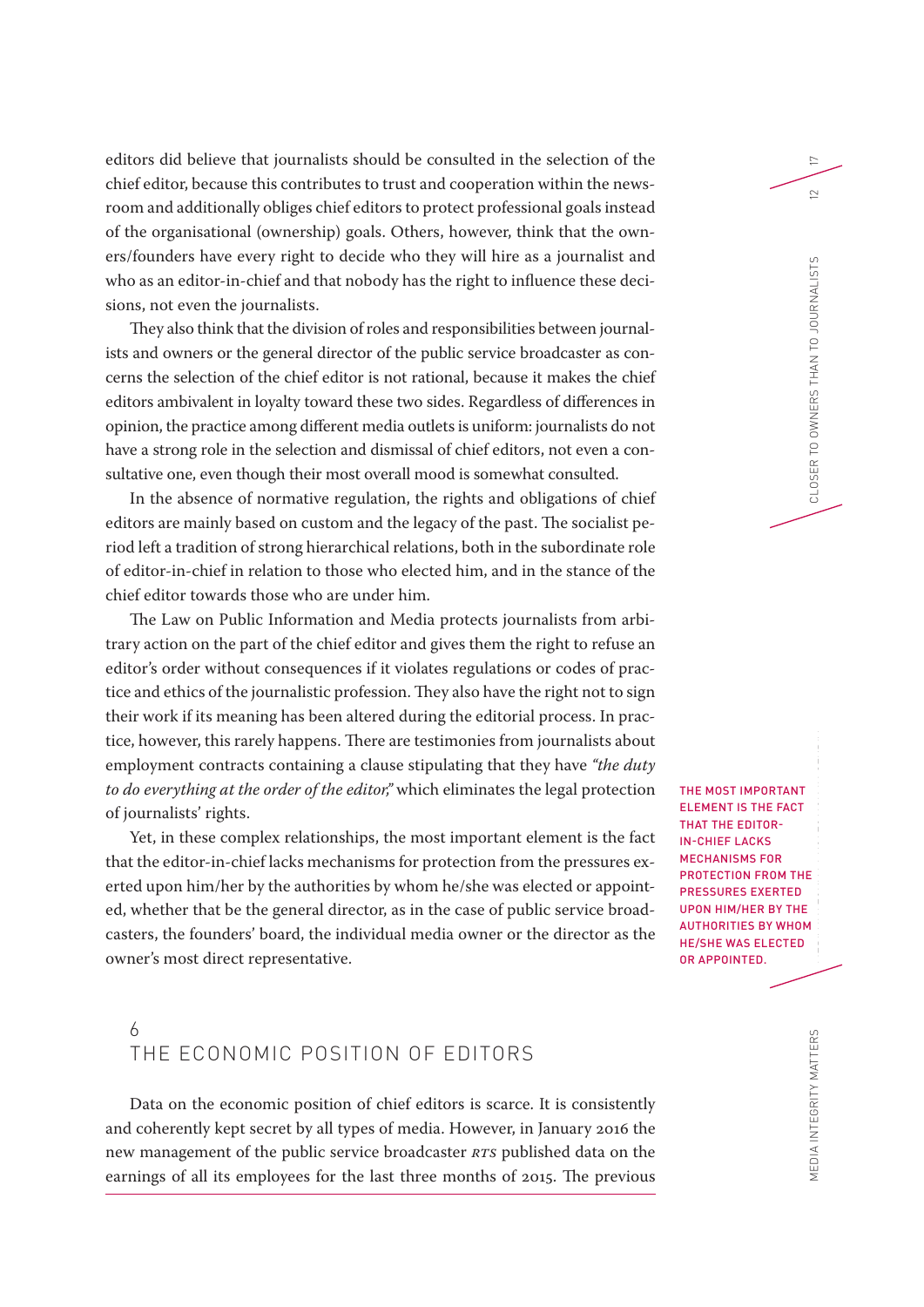editors did believe that journalists should be consulted in the selection of the chief editor, because this contributes to trust and cooperation within the newsroom and additionally obliges chief editors to protect professional goals instead of the organisational (ownership) goals. Others, however, think that the owners/founders have every right to decide who they will hire as a journalist and who as an editor-in-chief and that nobody has the right to influence these decisions, not even the journalists.

They also think that the division of roles and responsibilities between journalists and owners or the general director of the public service broadcaster as concerns the selection of the chief editor is not rational, because it makes the chief editors ambivalent in loyalty toward these two sides. Regardless of differences in opinion, the practice among different media outlets is uniform: journalists do not have a strong role in the selection and dismissal of chief editors, not even a consultative one, even though their most overall mood is somewhat consulted.

In the absence of normative regulation, the rights and obligations of chief editors are mainly based on custom and the legacy of the past. The socialist period left a tradition of strong hierarchical relations, both in the subordinate role of editor-in-chief in relation to those who elected him, and in the stance of the chief editor towards those who are under him.

The Law on Public Information and Media protects journalists from arbitrary action on the part of the chief editor and gives them the right to refuse an editor's order without consequences if it violates regulations or codes of practice and ethics of the journalistic profession. They also have the right not to sign their work if its meaning has been altered during the editorial process. In practice, however, this rarely happens. There are testimonies from journalists about employment contracts containing a clause stipulating that they have *"the duty to do everything at the order of the editor,"* which eliminates the legal protection of journalists' rights.

Yet, in these complex relationships, the most important element is the fact that the editor-in-chief lacks mechanisms for protection from the pressures exerted upon him/her by the authorities by whom he/she was elected or appointed, whether that be the general director, as in the case of public service broadcasters, the founders' board, the individual media owner or the director as the owner's most direct representative.

THE MOST IMPORTANT ELEMENT IS THE FACT THAT THE EDITOR-IN-CHIEF LACKS MECHANISMS FOR PROTECTION FROM THE PRESSURES EXERTED UPON HIM/HER BY THE AUTHORITIES BY WHOM HE/SHE WAS ELECTED OR APPOINTED.

## 6 THE ECONOMIC POSITION OF EDITORS

Data on the economic position of chief editors is scarce. It is consistently and coherently kept secret by all types of media. However, in January 2016 the new management of the public service broadcaster RTS published data on the earnings of all its employees for the last three months of 2015. The previous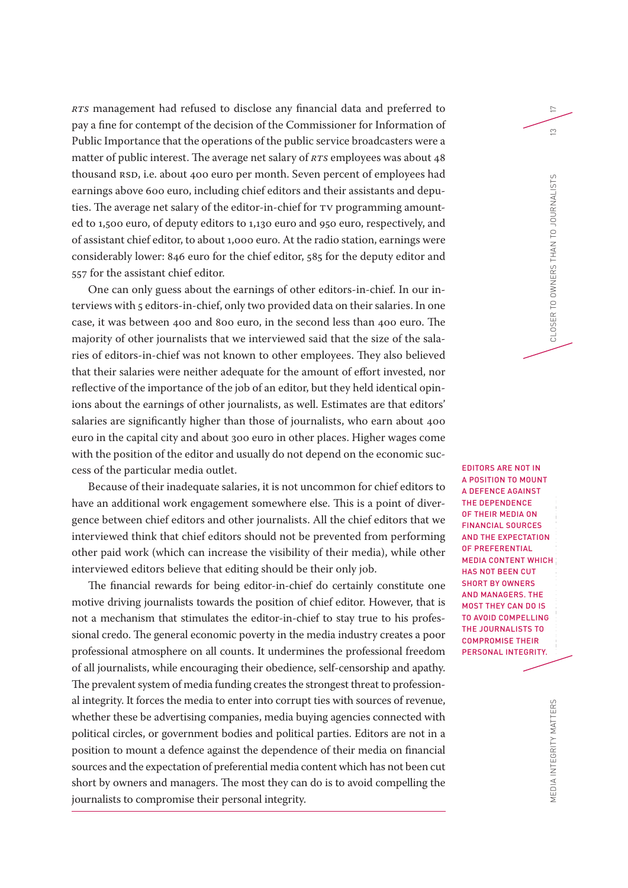*RTS* management had refused to disclose any financial data and preferred to pay a fine for contempt of the decision of the Commissioner for Information of Public Importance that the operations of the public service broadcasters were a matter of public interest. The average net salary of *RTS* employees was about 48 thousand RSD, i.e. about 400 euro per month. Seven percent of employees had earnings above 600 euro, including chief editors and their assistants and deputies. The average net salary of the editor-in-chief for TV programming amounted to 1,500 euro, of deputy editors to 1,130 euro and 950 euro, respectively, and of assistant chief editor, to about 1,000 euro. At the radio station, earnings were considerably lower: 846 euro for the chief editor, 585 for the deputy editor and 557 for the assistant chief editor.

One can only guess about the earnings of other editors-in-chief. In our interviews with 5 editors-in-chief, only two provided data on their salaries. In one case, it was between 400 and 800 euro, in the second less than 400 euro. The majority of other journalists that we interviewed said that the size of the salaries of editors-in-chief was not known to other employees. They also believed that their salaries were neither adequate for the amount of effort invested, nor reflective of the importance of the job of an editor, but they held identical opinions about the earnings of other journalists, as well. Estimates are that editors' salaries are significantly higher than those of journalists, who earn about 400 euro in the capital city and about 300 euro in other places. Higher wages come with the position of the editor and usually do not depend on the economic success of the particular media outlet.

Because of their inadequate salaries, it is not uncommon for chief editors to have an additional work engagement somewhere else. This is a point of divergence between chief editors and other journalists. All the chief editors that we interviewed think that chief editors should not be prevented from performing other paid work (which can increase the visibility of their media), while other interviewed editors believe that editing should be their only job.

The financial rewards for being editor-in-chief do certainly constitute one motive driving journalists towards the position of chief editor. However, that is not a mechanism that stimulates the editor-in-chief to stay true to his professional credo. The general economic poverty in the media industry creates a poor professional atmosphere on all counts. It undermines the professional freedom of all journalists, while encouraging their obedience, self-censorship and apathy. The prevalent system of media funding creates the strongest threat to professional integrity. It forces the media to enter into corrupt ties with sources of revenue, whether these be advertising companies, media buying agencies connected with political circles, or government bodies and political parties. Editors are not in a position to mount a defence against the dependence of their media on financial sources and the expectation of preferential media content which has not been cut short by owners and managers. The most they can do is to avoid compelling the journalists to compromise their personal integrity.

> EDITORS ARE NOT IN A POSITION TO MOUNT A DEFENCE AGAINST THE DEPENDENCE OF THEIR MEDIA ON FINANCIAL SOURCES AND THE EXPECTATION OF PREFERENTIAL MEDIA CONTENT WHICH HAS NOT BEEN CUT SHORT BY OWNERS AND MANAGERS. THE MOST THEY CAN DO IS TO AVOID COMPELLING THE JOURNALISTS TO COMPROMISE THEIR PERSONAL INTEGRITY.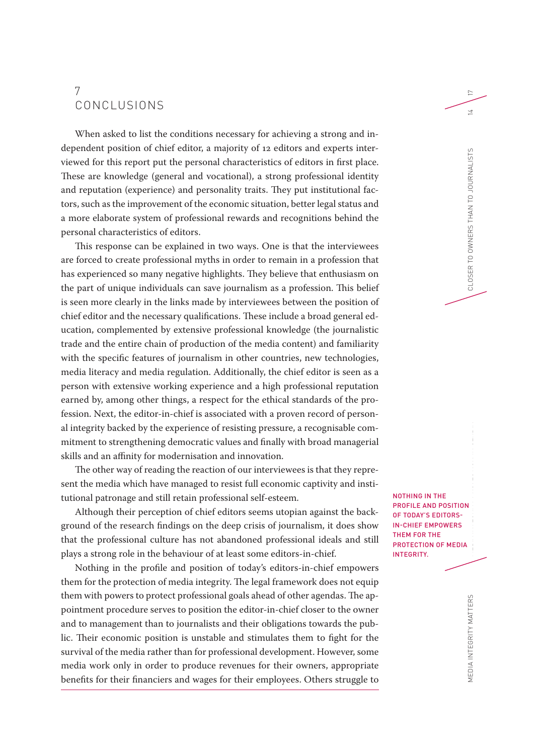# 7 CONCLUSIONS

When asked to list the conditions necessary for achieving a strong and independent position of chief editor, a majority of 12 editors and experts interviewed for this report put the personal characteristics of editors in first place. These are knowledge (general and vocational), a strong professional identity and reputation (experience) and personality traits. They put institutional factors, such as the improvement of the economic situation, better legal status and a more elaborate system of professional rewards and recognitions behind the personal characteristics of editors.

This response can be explained in two ways. One is that the interviewees are forced to create professional myths in order to remain in a profession that has experienced so many negative highlights. They believe that enthusiasm on the part of unique individuals can save journalism as a profession. This belief is seen more clearly in the links made by interviewees between the position of chief editor and the necessary qualifications. These include a broad general education, complemented by extensive professional knowledge (the journalistic trade and the entire chain of production of the media content) and familiarity with the specific features of journalism in other countries, new technologies, media literacy and media regulation. Additionally, the chief editor is seen as a person with extensive working experience and a high professional reputation earned by, among other things, a respect for the ethical standards of the profession. Next, the editor-in-chief is associated with a proven record of personal integrity backed by the experience of resisting pressure, a recognisable commitment to strengthening democratic values and finally with broad managerial skills and an affinity for modernisation and innovation.

The other way of reading the reaction of our interviewees is that they represent the media which have managed to resist full economic captivity and institutional patronage and still retain professional self-esteem.

Although their perception of chief editors seems utopian against the background of the research findings on the deep crisis of journalism, it does show that the professional culture has not abandoned professional ideals and still plays a strong role in the behaviour of at least some editors-in-chief.

**NOTHING IN THE PROFILE AND POSITION OF TODAY'S EDITORS-IN-CHIEF EMPOWERS THEM FOR THE PROTECTION OF MEDIA INTEGRITY.**

Nothing in the profile and position of today's editors-in-chief empowers them for the protection of media integrity. The legal framework does not equip them with powers to protect professional goals ahead of other agendas. The appointment procedure serves to position the editor-in-chief closer to the owner and to management than to journalists and their obligations towards the public. Their economic position is unstable and stimulates them to fight for the survival of the media rather than for professional development. However, some media work only in order to produce revenues for their owners, appropriate benefits for their financiers and wages for their employees. Others struggle to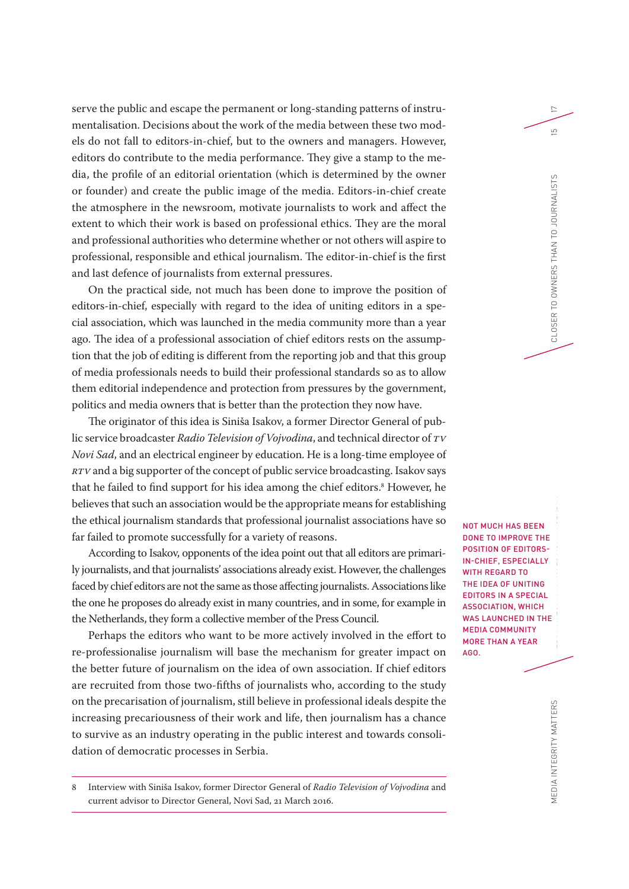serve the public and escape the permanent or long-standing patterns of instrumentalisation. Decisions about the work of the media between these two models do not fall to editors-in-chief, but to the owners and managers. However, editors do contribute to the media performance. They give a stamp to the media, the profile of an editorial orientation (which is determined by the owner or founder) and create the public image of the media. Editors-in-chief create the atmosphere in the newsroom, motivate journalists to work and affect the extent to which their work is based on professional ethics. They are the moral and professional authorities who determine whether or not others will aspire to professional, responsible and ethical journalism. The editor-in-chief is the first and last defence of journalists from external pressures.

On the practical side, not much has been done to improve the position of editors-in-chief, especially with regard to the idea of uniting editors in a special association, which was launched in the media community more than a year ago. The idea of a professional association of chief editors rests on the assumption that the job of editing is different from the reporting job and that this group of media professionals needs to build their professional standards so as to allow them editorial independence and protection from pressures by the government, politics and media owners that is better than the protection they now have.

The originator of this idea is Siniša Isakov, a former Director General of public service broadcaster *Radio Television of Vojvodina*, and technical director of *TV Novi Sad*, and an electrical engineer by education. He is a long-time employee of *RTV* and a big supporter of the concept of public service broadcasting. Isakov says that he failed to find support for his idea among the chief editors.[8] However, he believes that such an association would be the appropriate means for establishing the ethical journalism standards that professional journalist associations have so far failed to promote successfully for a variety of reasons.

NOT MUCH HAS BEEN DONE TO IMPROVE THE POSITION OF EDITORS-IN-CHIEF, ESPECIALLY WITH REGARD TO THE IDEA OF UNITING EDITORS IN A SPECIAL ASSOCIATION, WHICH WAS LAUNCHED IN THE MEDIA COMMUNITY MORE THAN A YEAR AGO.

According to Isakov, opponents of the idea point out that all editors are primarily journalists, and that journalists' associations already exist. However, the challenges faced by chief editors are not the same as those affecting journalists. Associations like the one he proposes do already exist in many countries, and in some, for example in the Netherlands, they form a collective member of the Press Council.

Perhaps the editors who want to be more actively involved in the effort to re-professionalise journalism will base the mechanism for greater impact on the better future of journalism on the idea of own association. If chief editors are recruited from those two-fifths of journalists who, according to the study on the precarisation of journalism, still believe in professional ideals despite the increasing precariousness of their work and life, then journalism has a chance to survive as an industry operating in the public interest and towards consolidation of democratic processes in Serbia.

---

8 Interview with Siniša Isakov, former Director General of *Radio Television of Vojvodina* and current advisor to Director General, Novi Sad, 21 March 2016.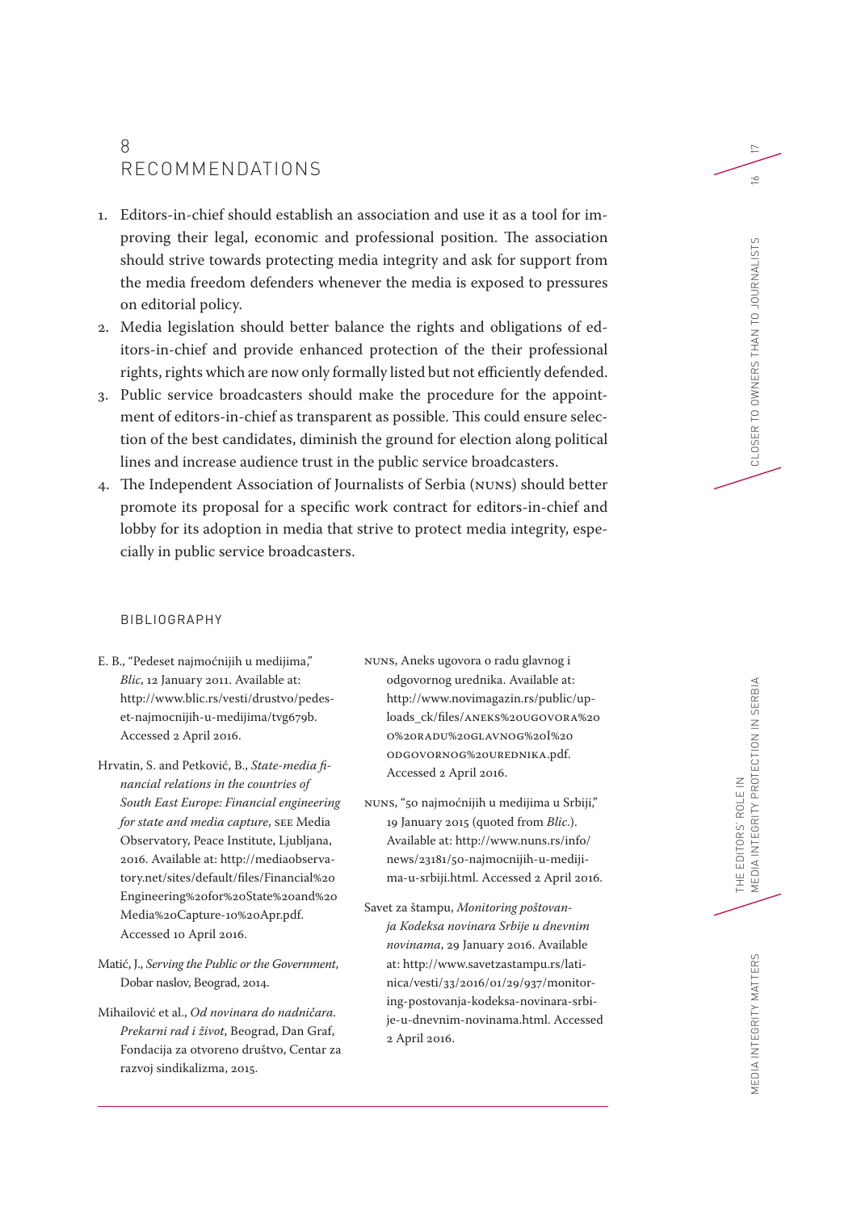# 8 RECOMMENDATIONS

1. Editors-in-chief should establish an association and use it as a tool for improving their legal, economic and professional position. The association should strive towards protecting media integrity and ask for support from the media freedom defenders whenever the media is exposed to pressures on editorial policy.
2. Media legislation should better balance the rights and obligations of editors-in-chief and provide enhanced protection of the their professional rights, rights which are now only formally listed but not efficiently defended.
3. Public service broadcasters should make the procedure for the appointment of editors-in-chief as transparent as possible. This could ensure selection of the best candidates, diminish the ground for election along political lines and increase audience trust in the public service broadcasters.
4. The Independent Association of Journalists of Serbia (NUNS) should better promote its proposal for a specific work contract for editors-in-chief and lobby for its adoption in media that strive to protect media integrity, especially in public service broadcasters.

## BIBLIOGRAPHY

E. B., "Pedeset najmoćnijih u medijima," *Blic*, 12 January 2011. Available at: http://www.blic.rs/vesti/drustvo/pedeset-najmocnijih-u-medijima/tvg679b. Accessed 2 April 2016.

Hrvatin, S. and Petković, B., *State-media financial relations in the countries of South East Europe: Financial engineering for state and media capture*, SEE Media Observatory, Peace Institute, Ljubljana, 2016. Available at: http://mediaobservatory.net/sites/default/files/Financial%20Engineering%20for%20State%20and%20Media%20Capture-10%20Apr.pdf. Accessed 10 April 2016.

Matić, J., *Serving the Public or the Government*, Dobar naslov, Beograd, 2014.

Mihailović et al., *Od novinara do nadničara. Prekarni rad i život*, Beograd, Dan Graf, Fondacija za otvoreno društvo, Centar za razvoj sindikalizma, 2015.

NUNS, Aneks ugovora o radu glavnog i odgovornog urednika. Available at: http://www.novimagazin.rs/public/uploads_ck/files/ANEKS%20UGOVORA%20O%20RADU%20GLAVNOG%20I%20ODGOVORNOG%20UREDNIKA.pdf. Accessed 2 April 2016.

NUNS, "50 najmoćnijih u medijima u Srbiji," 19 January 2015 (quoted from *Blic*.). Available at: http://www.nuns.rs/info/news/23181/50-najmocnijih-u-medijima-u-srbiji.html. Accessed 2 April 2016.

Savet za štampu, *Monitoring poštovanja Kodeksa novinara Srbije u dnevnim novinama*, 29 January 2016. Available at: http://www.savetzastampu.rs/latinica/vesti/33/2016/01/29/937/monitoring-postovanja-kodeksa-novinara-srbije-u-dnevnim-novinama.html. Accessed 2 April 2016.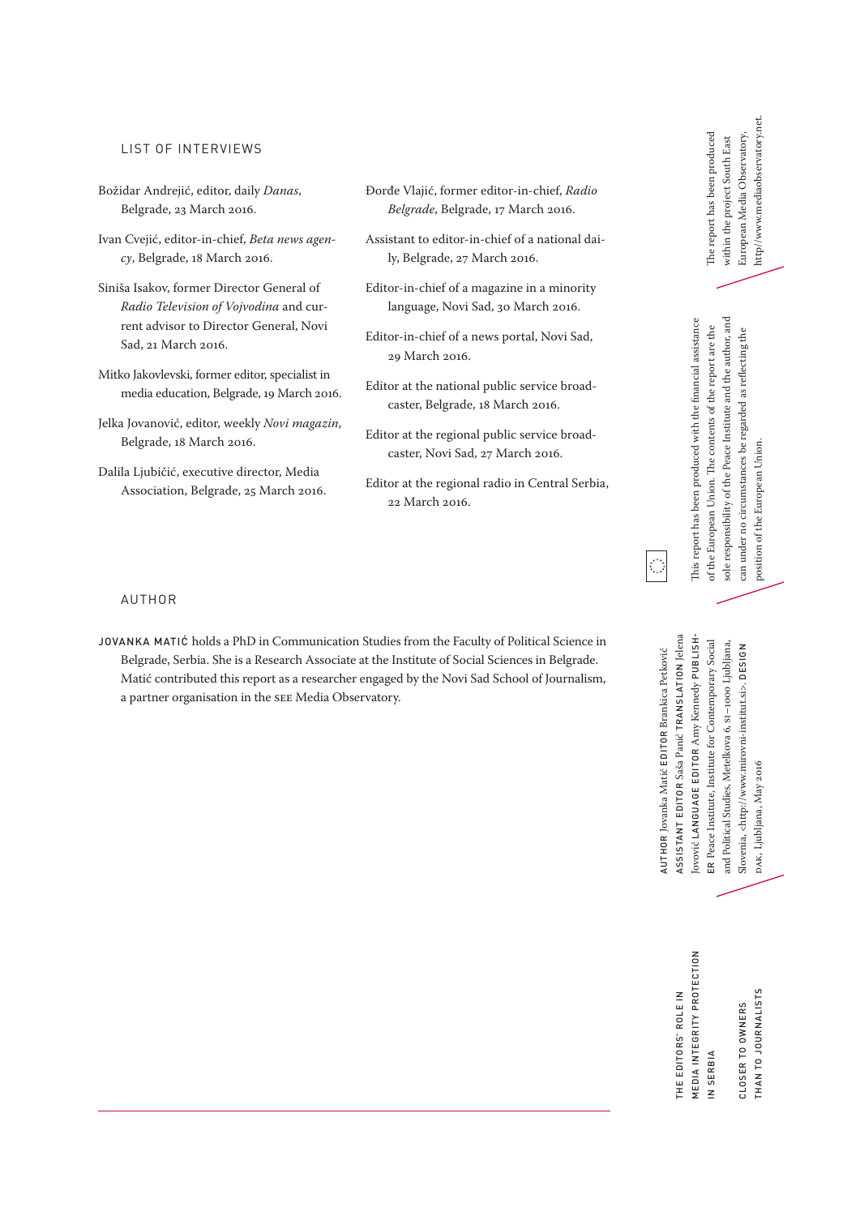## LIST OF INTERVIEWS

Božidar Andrejić, editor, daily *Danas*, Belgrade, 23 March 2016.

Ivan Cvejić, editor-in-chief, *Beta news agency*, Belgrade, 18 March 2016.

Siniša Isakov, former Director General of *Radio Television of Vojvodina* and current advisor to Director General, Novi Sad, 21 March 2016.

Mitko Jakovlevski, former editor, specialist in media education, Belgrade, 19 March 2016.

Jelka Jovanović, editor, weekly *Novi magazin*, Belgrade, 18 March 2016.

Dalila Ljubičić, executive director, Media Association, Belgrade, 25 March 2016.

Đorđe Vlajić, former editor-in-chief, *Radio Belgrade*, Belgrade, 17 March 2016.

Assistant to editor-in-chief of a national daily, Belgrade, 27 March 2016.

Editor-in-chief of a magazine in a minority language, Novi Sad, 30 March 2016.

Editor-in-chief of a news portal, Novi Sad, 29 March 2016.

Editor at the national public service broadcaster, Belgrade, 18 March 2016.

Editor at the regional public service broadcaster, Novi Sad, 27 March 2016.

Editor at the regional radio in Central Serbia, 22 March 2016.

## AUTHOR

JOVANKA MATIĆ holds a PhD in Communication Studies from the Faculty of Political Science in Belgrade, Serbia. She is a Research Associate at the Institute of Social Sciences in Belgrade. Matić contributed this report as a researcher engaged by the Novi Sad School of Journalism, a partner organisation in the SEE Media Observatory.

THE EDITORS' ROLE IN MEDIA INTEGRITY PROTECTION IN SERBIA

CLOSER TO OWNERS THAN TO JOURNALISTS

AUTHOR Jovanka Matić EDITOR Brankica Petković ASSISTANT EDITOR Saša Panić TRANSLATION Jelena Jovović LANGUAGE EDITOR Amy Kennedy PUBLISHER Peace Institute, Institute for Contemporary Social and Political Studies, Metelkova 6, SI–1000 Ljubljana, Slovenia, <http://www.mirovni-institut.si>. DESIGN DAK, Ljubljana, May 2016

This report has been produced with the financial assistance of the European Union. The contents of the report are the sole responsibility of the Peace Institute and the author, and can under no circumstances be regarded as reflecting the position of the European Union.

The report has been produced within the project South East European Media Observatory, http://www.mediaobservatory.net.